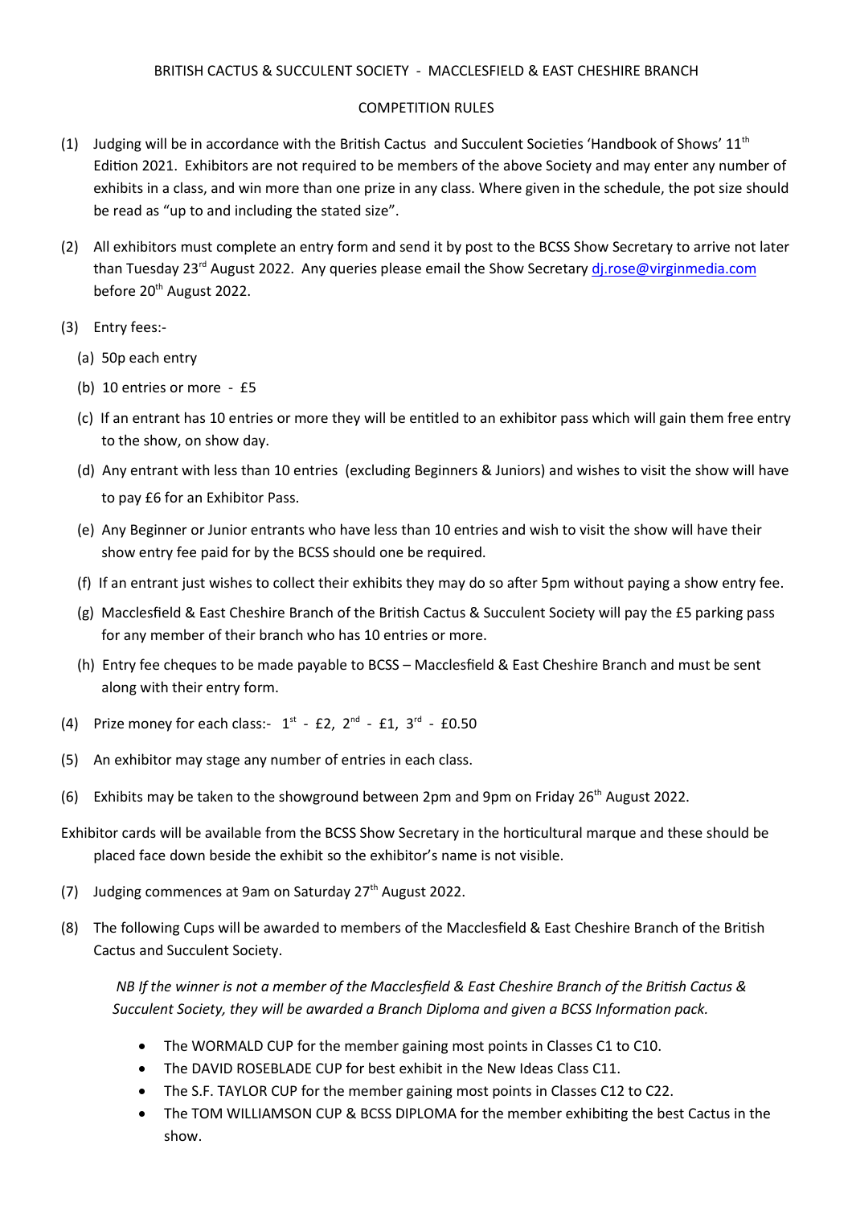BRITISH CACTUS & SUCCULENT SOCIETY - MACCLESFIELD & EAST CHESHIRE BRANCH

COMPETITION RULES

(1) Judging will be in accordance with the British Cactus and Succulent Societies 'Handbook of Shows' 11th Edition 2021. Exhibitors are not required to be members of the above Society and may enter any number of exhibits in a class, and win more than one prize in any class. Where given in the schedule, the pot size should be read as "up to and including the stated size".

(2) All exhibitors must complete an entry form and send it by post to the BCSS Show Secretary to arrive not later than Tuesday 23rd August 2022. Any queries please email the Show Secretary dj.rose@virginmedia.com before 20th August 2022.

(3) Entry fees:-

  (a) 50p each entry

  (b) 10 entries or more - £5

  (c) If an entrant has 10 entries or more they will be entitled to an exhibitor pass which will gain them free entry to the show, on show day.

  (d) Any entrant with less than 10 entries (excluding Beginners & Juniors) and wishes to visit the show will have to pay £6 for an Exhibitor Pass.

  (e) Any Beginner or Junior entrants who have less than 10 entries and wish to visit the show will have their show entry fee paid for by the BCSS should one be required.

  (f) If an entrant just wishes to collect their exhibits they may do so after 5pm without paying a show entry fee.

  (g) Macclesfield & East Cheshire Branch of the British Cactus & Succulent Society will pay the £5 parking pass for any member of their branch who has 10 entries or more.

  (h) Entry fee cheques to be made payable to BCSS – Macclesfield & East Cheshire Branch and must be sent along with their entry form.

(4) Prize money for each class:- 1st - £2, 2nd - £1, 3rd - £0.50

(5) An exhibitor may stage any number of entries in each class.

(6) Exhibits may be taken to the showground between 2pm and 9pm on Friday 26th August 2022.

Exhibitor cards will be available from the BCSS Show Secretary in the horticultural marque and these should be placed face down beside the exhibit so the exhibitor's name is not visible.

(7) Judging commences at 9am on Saturday 27th August 2022.

(8) The following Cups will be awarded to members of the Macclesfield & East Cheshire Branch of the British Cactus and Succulent Society.

*NB If the winner is not a member of the Macclesfield & East Cheshire Branch of the British Cactus & Succulent Society, they will be awarded a Branch Diploma and given a BCSS Information pack.*

- The WORMALD CUP for the member gaining most points in Classes C1 to C10.
- The DAVID ROSEBLADE CUP for best exhibit in the New Ideas Class C11.
- The S.F. TAYLOR CUP for the member gaining most points in Classes C12 to C22.
- The TOM WILLIAMSON CUP & BCSS DIPLOMA for the member exhibiting the best Cactus in the show.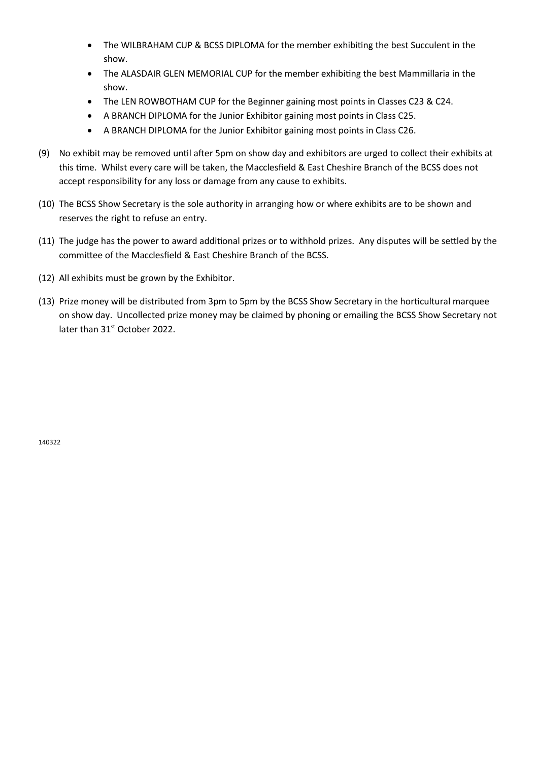- The WILBRAHAM CUP & BCSS DIPLOMA for the member exhibiting the best Succulent in the show.
- The ALASDAIR GLEN MEMORIAL CUP for the member exhibiting the best Mammillaria in the show.
- The LEN ROWBOTHAM CUP for the Beginner gaining most points in Classes C23 & C24.
- A BRANCH DIPLOMA for the Junior Exhibitor gaining most points in Class C25.
- A BRANCH DIPLOMA for the Junior Exhibitor gaining most points in Class C26.

(9) No exhibit may be removed until after 5pm on show day and exhibitors are urged to collect their exhibits at this time. Whilst every care will be taken, the Macclesfield & East Cheshire Branch of the BCSS does not accept responsibility for any loss or damage from any cause to exhibits.

(10) The BCSS Show Secretary is the sole authority in arranging how or where exhibits are to be shown and reserves the right to refuse an entry.

(11) The judge has the power to award additional prizes or to withhold prizes. Any disputes will be settled by the committee of the Macclesfield & East Cheshire Branch of the BCSS.

(12) All exhibits must be grown by the Exhibitor.

(13) Prize money will be distributed from 3pm to 5pm by the BCSS Show Secretary in the horticultural marquee on show day. Uncollected prize money may be claimed by phoning or emailing the BCSS Show Secretary not later than 31st October 2022.

140322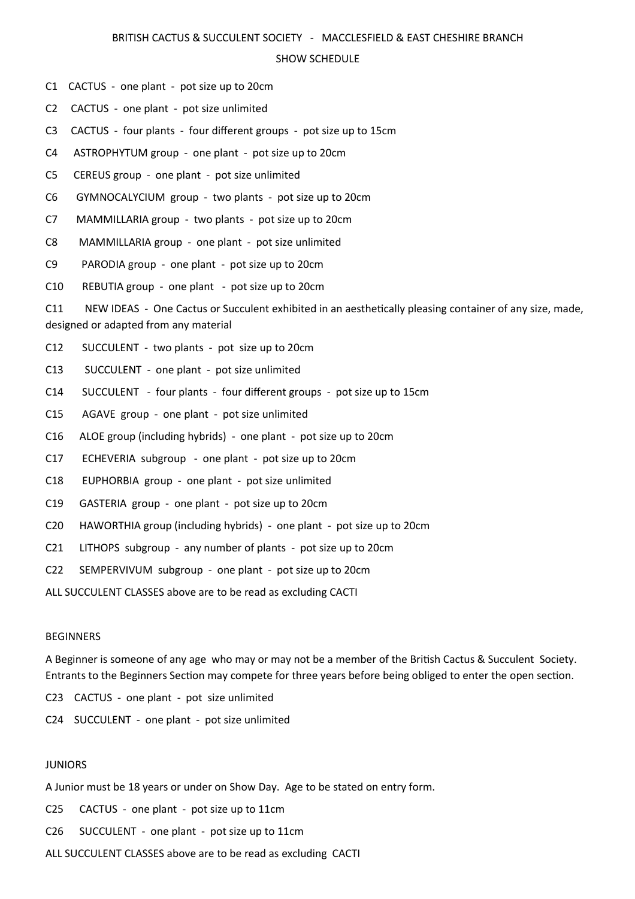# BRITISH CACTUS & SUCCULENT SOCIETY - MACCLESFIELD & EAST CHESHIRE BRANCH

## SHOW SCHEDULE

C1 CACTUS - one plant - pot size up to 20cm

C2 CACTUS - one plant - pot size unlimited

C3 CACTUS - four plants - four different groups - pot size up to 15cm

C4 ASTROPHYTUM group - one plant - pot size up to 20cm

C5 CEREUS group - one plant - pot size unlimited

C6 GYMNOCALYCIUM group - two plants - pot size up to 20cm

C7 MAMMILLARIA group - two plants - pot size up to 20cm

C8 MAMMILLARIA group - one plant - pot size unlimited

C9 PARODIA group - one plant - pot size up to 20cm

C10 REBUTIA group - one plant - pot size up to 20cm

C11 NEW IDEAS - One Cactus or Succulent exhibited in an aesthetically pleasing container of any size, made, designed or adapted from any material

C12 SUCCULENT - two plants - pot size up to 20cm

C13 SUCCULENT - one plant - pot size unlimited

C14 SUCCULENT - four plants - four different groups - pot size up to 15cm

C15 AGAVE group - one plant - pot size unlimited

C16 ALOE group (including hybrids) - one plant - pot size up to 20cm

C17 ECHEVERIA subgroup - one plant - pot size up to 20cm

C18 EUPHORBIA group - one plant - pot size unlimited

C19 GASTERIA group - one plant - pot size up to 20cm

C20 HAWORTHIA group (including hybrids) - one plant - pot size up to 20cm

C21 LITHOPS subgroup - any number of plants - pot size up to 20cm

C22 SEMPERVIVUM subgroup - one plant - pot size up to 20cm

ALL SUCCULENT CLASSES above are to be read as excluding CACTI

## BEGINNERS

A Beginner is someone of any age who may or may not be a member of the British Cactus & Succulent Society. Entrants to the Beginners Section may compete for three years before being obliged to enter the open section.

C23 CACTUS - one plant - pot size unlimited

C24 SUCCULENT - one plant - pot size unlimited

## JUNIORS

A Junior must be 18 years or under on Show Day. Age to be stated on entry form.

C25 CACTUS - one plant - pot size up to 11cm

C26 SUCCULENT - one plant - pot size up to 11cm

ALL SUCCULENT CLASSES above are to be read as excluding CACTI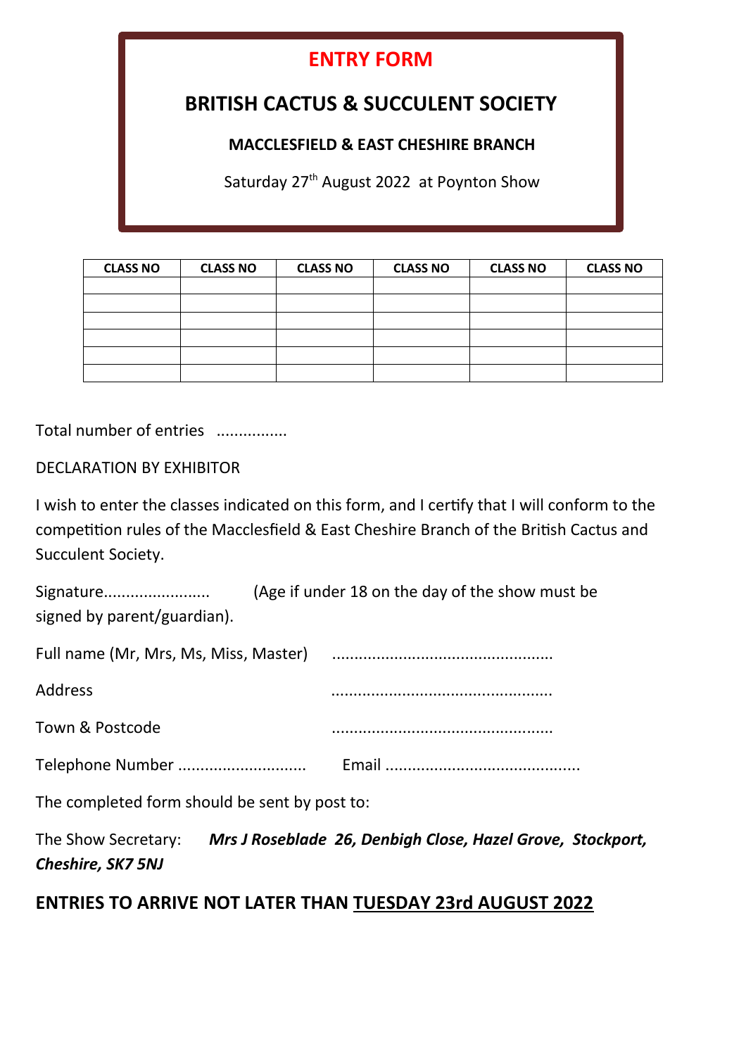# ENTRY FORM

## BRITISH CACTUS & SUCCULENT SOCIETY

### MACCLESFIELD & EAST CHESHIRE BRANCH

Saturday 27th August 2022 at Poynton Show

| CLASS NO | CLASS NO | CLASS NO | CLASS NO | CLASS NO | CLASS NO |
|---|---|---|---|---|---|
| | | | | | |
| | | | | | |
| | | | | | |
| | | | | | |
| | | | | | |
| | | | | | |

Total number of entries ................

DECLARATION BY EXHIBITOR

I wish to enter the classes indicated on this form, and I certify that I will conform to the competition rules of the Macclesfield & East Cheshire Branch of the British Cactus and Succulent Society.

Signature....................... (Age if under 18 on the day of the show must be signed by parent/guardian).

Full name (Mr, Mrs, Ms, Miss, Master) ................................................

Address ................................................

Town & Postcode ................................................

Telephone Number ............................ Email ..........................................

The completed form should be sent by post to:

The Show Secretary: ***Mrs J Roseblade 26, Denbigh Close, Hazel Grove, Stockport, Cheshire, SK7 5NJ***

**ENTRIES TO ARRIVE NOT LATER THAN <u>TUESDAY 23rd AUGUST 2022</u>**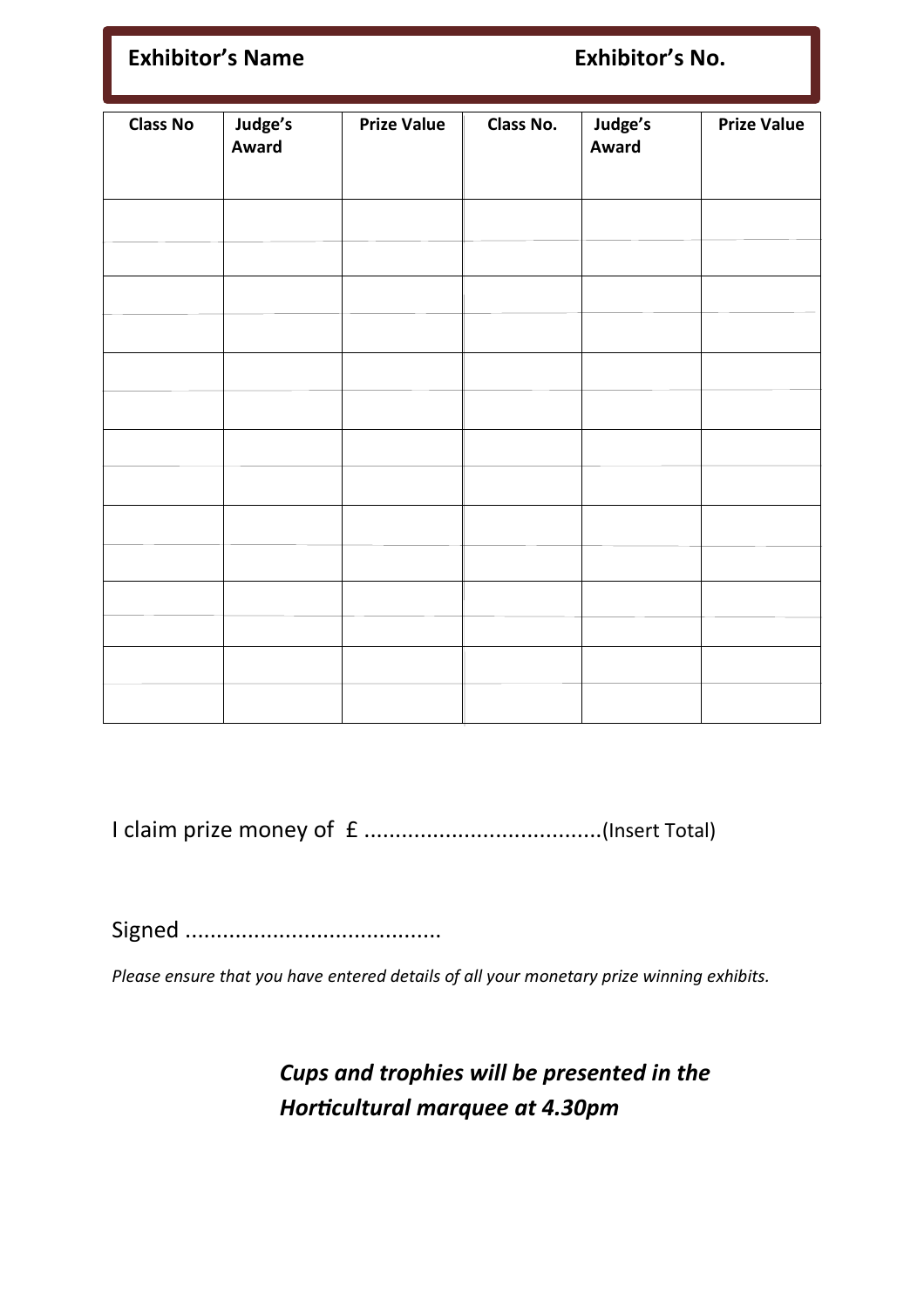**Exhibitor's Name** **Exhibitor's No.**

| Class No | Judge's Award | Prize Value | Class No. | Judge's Award | Prize Value |
| --- | --- | --- | --- | --- | --- |
| | | | | | |
| | | | | | |
| | | | | | |
| | | | | | |
| | | | | | |
| | | | | | |
| | | | | | |
| | | | | | |
| | | | | | |
| | | | | | |
| | | | | | |
| | | | | | |
| | | | | | |
| | | | | | |

I claim prize money of £ ......................................(Insert Total)

Signed .........................................

*Please ensure that you have entered details of all your monetary prize winning exhibits.*

***Cups and trophies will be presented in the Horticultural marquee at 4.30pm***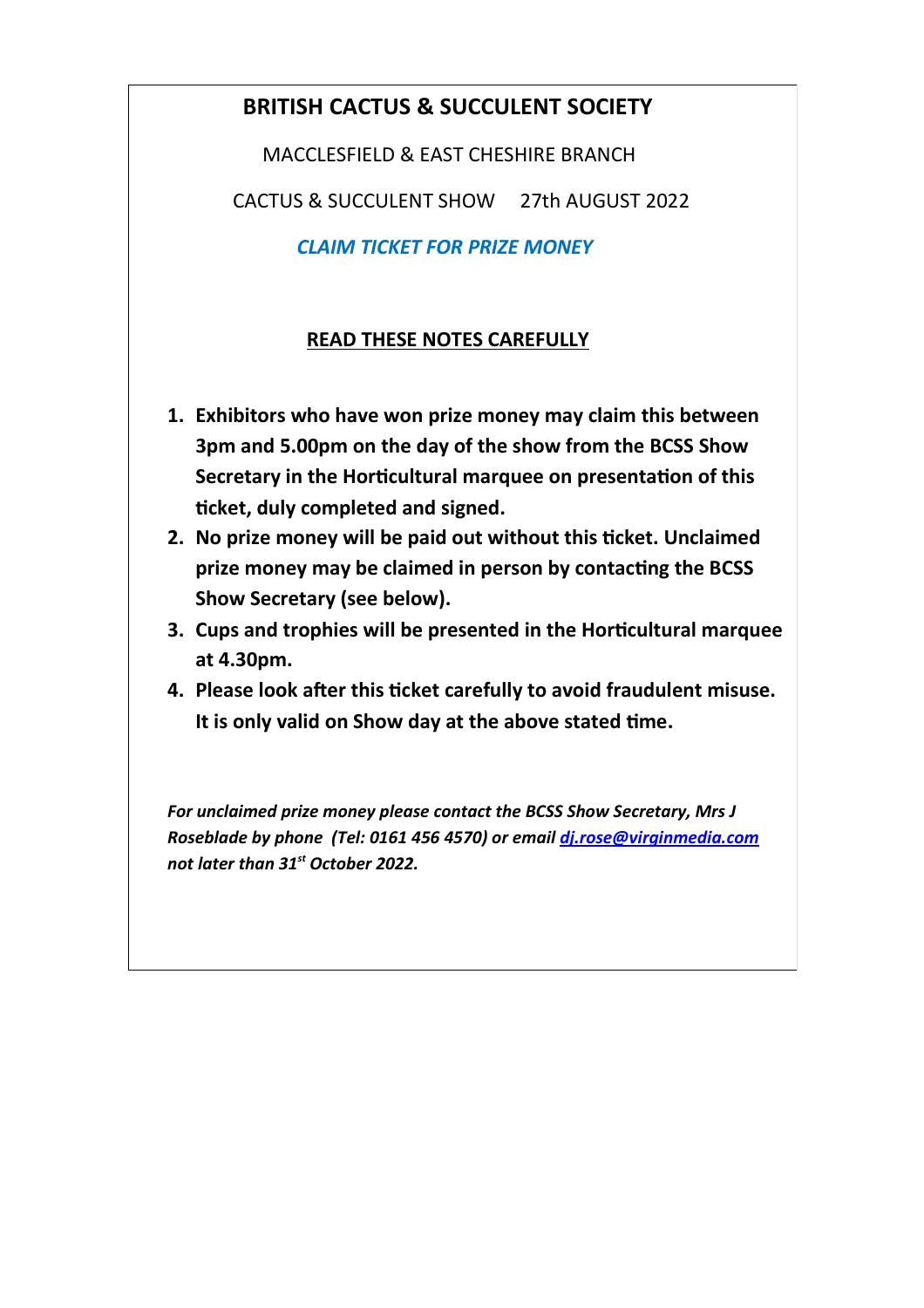**BRITISH CACTUS & SUCCULENT SOCIETY**

MACCLESFIELD & EAST CHESHIRE BRANCH

CACTUS & SUCCULENT SHOW 27th AUGUST 2022

***CLAIM TICKET FOR PRIZE MONEY***

**READ THESE NOTES CAREFULLY**

1. **Exhibitors who have won prize money may claim this between 3pm and 5.00pm on the day of the show from the BCSS Show Secretary in the Horticultural marquee on presentation of this ticket, duly completed and signed.**
2. **No prize money will be paid out without this ticket. Unclaimed prize money may be claimed in person by contacting the BCSS Show Secretary (see below).**
3. **Cups and trophies will be presented in the Horticultural marquee at 4.30pm.**
4. **Please look after this ticket carefully to avoid fraudulent misuse. It is only valid on Show day at the above stated time.**

***For unclaimed prize money please contact the BCSS Show Secretary, Mrs J Roseblade by phone (Tel: 0161 456 4570) or email dj.rose@virginmedia.com not later than 31st October 2022.***